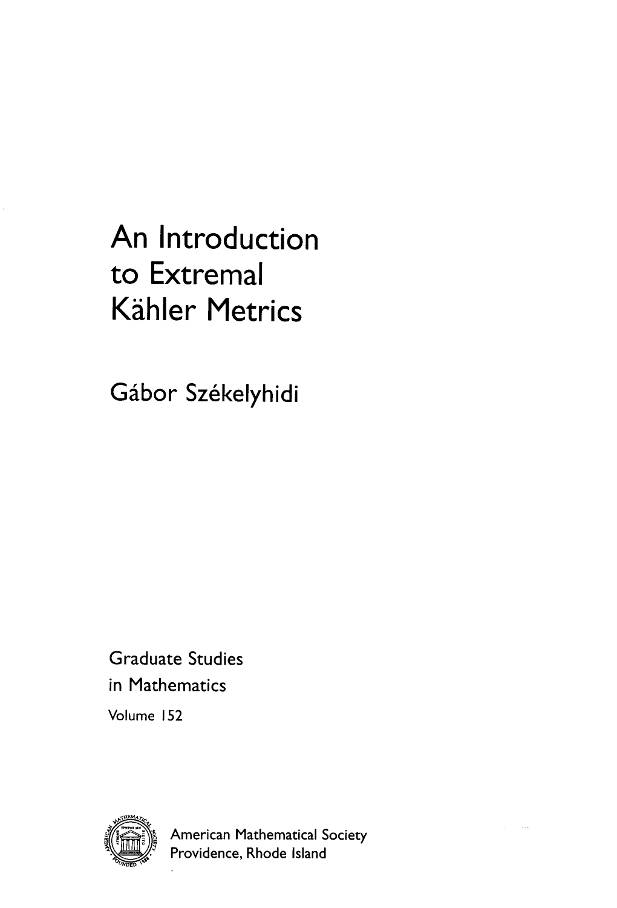# An Introduction to Extremal Kähler Metrics

Gábor Székelyhidi

Graduate Studies in Mathematics

Volume 152

American Mathematical Society

Providence, Rhode Island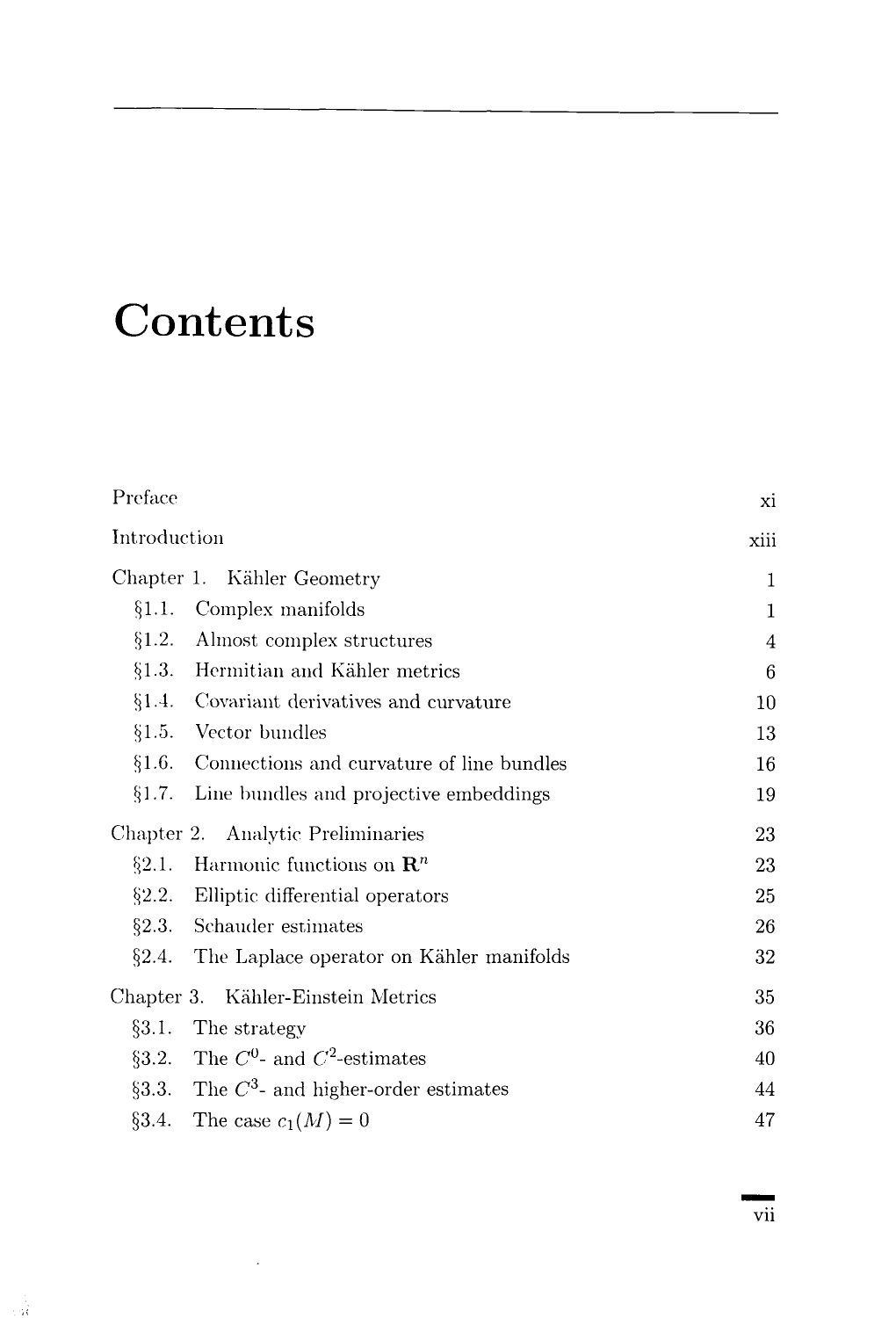# Contents

| | |
|---|---|
| Preface | xi |
| Introduction | xiii |
| Chapter 1. Kähler Geometry | 1 |
| §1.1. Complex manifolds | 1 |
| §1.2. Almost complex structures | 4 |
| §1.3. Hermitian and Kähler metrics | 6 |
| §1.4. Covariant derivatives and curvature | 10 |
| §1.5. Vector bundles | 13 |
| §1.6. Connections and curvature of line bundles | 16 |
| §1.7. Line bundles and projective embeddings | 19 |
| Chapter 2. Analytic Preliminaries | 23 |
| §2.1. Harmonic functions on $\mathbf{R}^n$ | 23 |
| §2.2. Elliptic differential operators | 25 |
| §2.3. Schauder estimates | 26 |
| §2.4. The Laplace operator on Kähler manifolds | 32 |
| Chapter 3. Kähler-Einstein Metrics | 35 |
| §3.1. The strategy | 36 |
| §3.2. The $C^0$- and $C^2$-estimates | 40 |
| §3.3. The $C^3$- and higher-order estimates | 44 |
| §3.4. The case $c_1(M) = 0$ | 47 |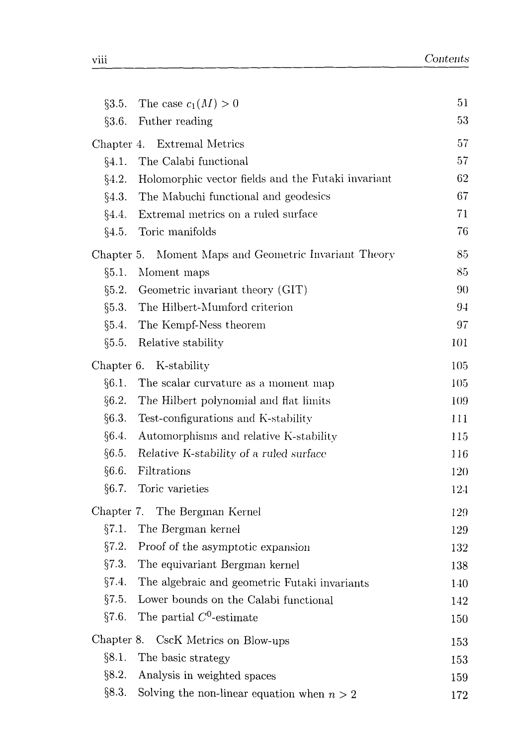§3.5. The case $c_1(M) > 0$ 51

§3.6. Futher reading 53

Chapter 4. Extremal Metrics 57

§4.1. The Calabi functional 57

§4.2. Holomorphic vector fields and the Futaki invariant 62

§4.3. The Mabuchi functional and geodesics 67

§4.4. Extremal metrics on a ruled surface 71

§4.5. Toric manifolds 76

Chapter 5. Moment Maps and Geometric Invariant Theory 85

§5.1. Moment maps 85

§5.2. Geometric invariant theory (GIT) 90

§5.3. The Hilbert-Mumford criterion 94

§5.4. The Kempf-Ness theorem 97

§5.5. Relative stability 101

Chapter 6. K-stability 105

§6.1. The scalar curvature as a moment map 105

§6.2. The Hilbert polynomial and flat limits 109

§6.3. Test-configurations and K-stability 111

§6.4. Automorphisms and relative K-stability 115

§6.5. Relative K-stability of a ruled surface 116

§6.6. Filtrations 120

§6.7. Toric varieties 124

Chapter 7. The Bergman Kernel 129

§7.1. The Bergman kernel 129

§7.2. Proof of the asymptotic expansion 132

§7.3. The equivariant Bergman kernel 138

§7.4. The algebraic and geometric Futaki invariants 140

§7.5. Lower bounds on the Calabi functional 142

§7.6. The partial $C^0$-estimate 150

Chapter 8. CscK Metrics on Blow-ups 153

§8.1. The basic strategy 153

§8.2. Analysis in weighted spaces 159

§8.3. Solving the non-linear equation when $n > 2$ 172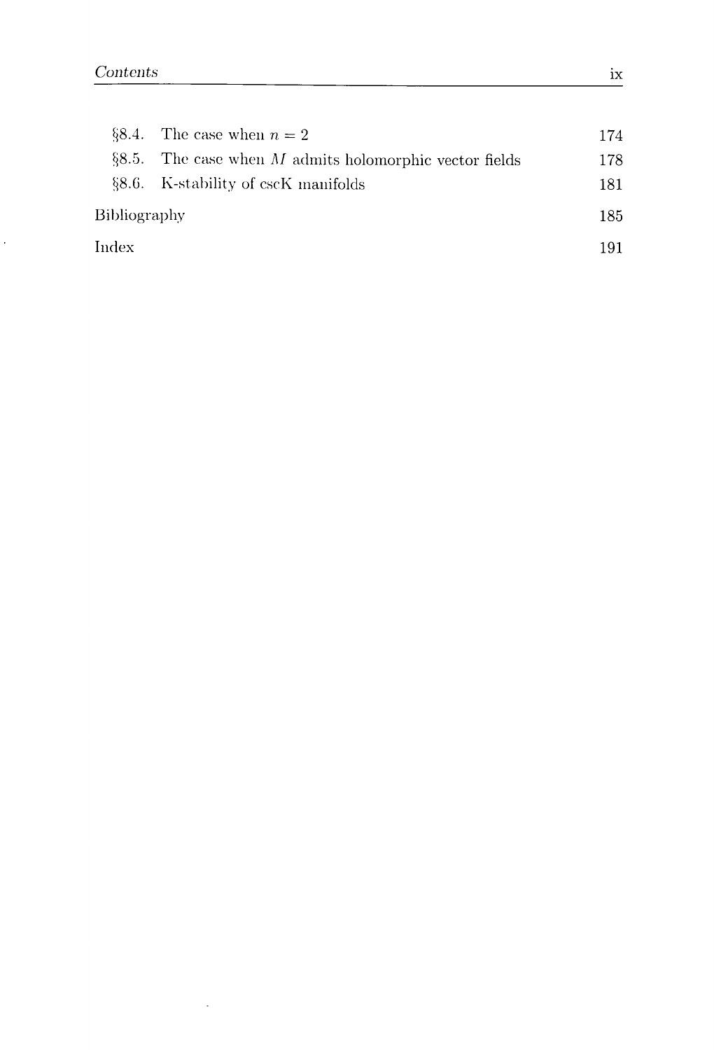§8.4. The case when $n = 2$ 174

§8.5. The case when $M$ admits holomorphic vector fields 178

§8.6. K-stability of cscK manifolds 181

Bibliography 185

Index 191